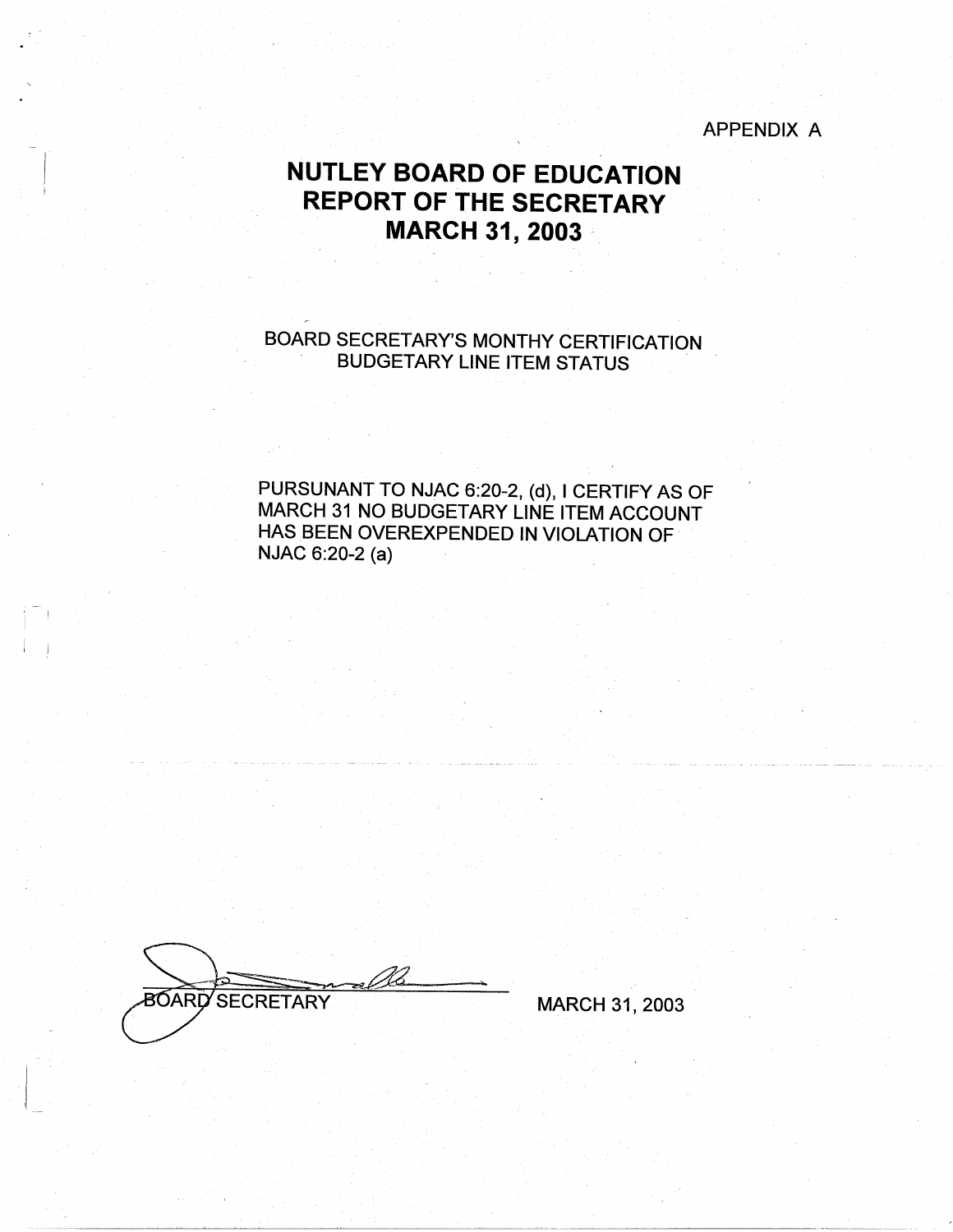APPENDIX A

# NUTLEY BOARD OF EDUCATION
# REPORT OF THE SECRETARY
# MARCH 31, 2003

BOARD SECRETARY'S MONTHY CERTIFICATION
BUDGETARY LINE ITEM STATUS

PURSUANT TO NJAC 6:20-2, (d), I CERTIFY AS OF MARCH 31 NO BUDGETARY LINE ITEM ACCOUNT HAS BEEN OVEREXPENDED IN VIOLATION OF NJAC 6:20-2 (a)

BOARD SECRETARY

MARCH 31, 2003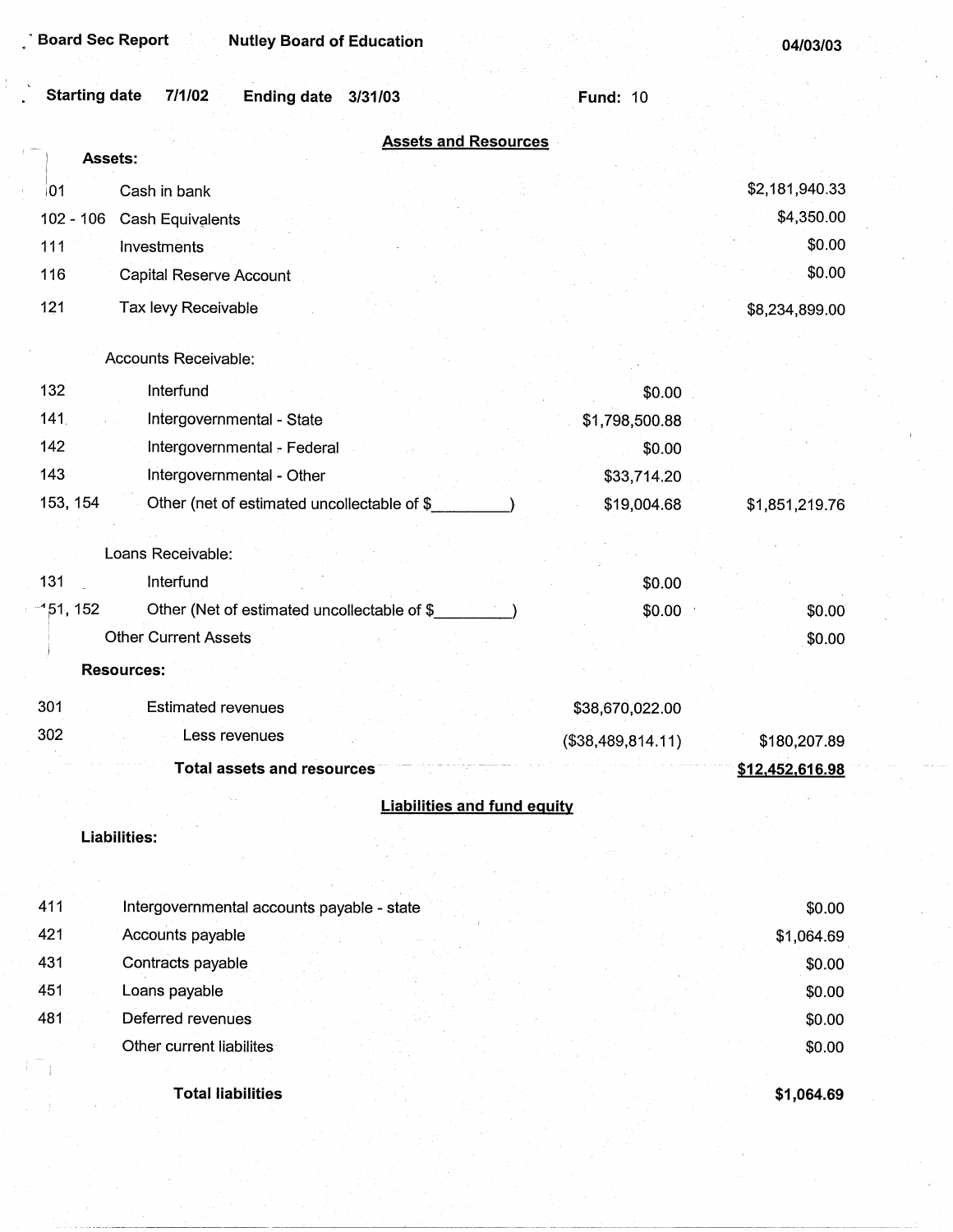Board Sec Report | Nutley Board of Education | 04/03/03

Starting date 7/1/02 | Ending date 3/31/03 | Fund: 10

## Assets and Resources

| Code | Description | | |
|---|---|---|---|
| | **Assets:** | | |
| 101 | Cash in bank | | $2,181,940.33 |
| 102 - 106 | Cash Equivalents | | $4,350.00 |
| 111 | Investments | | $0.00 |
| 116 | Capital Reserve Account | | $0.00 |
| 121 | Tax levy Receivable | | $8,234,899.00 |
| | Accounts Receivable: | | |
| 132 | Interfund | $0.00 | |
| 141 | Intergovernmental - State | $1,798,500.88 | |
| 142 | Intergovernmental - Federal | $0.00 | |
| 143 | Intergovernmental - Other | $33,714.20 | |
| 153, 154 | Other (net of estimated uncollectable of $_________) | $19,004.68 | $1,851,219.76 |
| | Loans Receivable: | | |
| 131 | Interfund | $0.00 | |
| 151, 152 | Other (Net of estimated uncollectable of $_________) | $0.00 | $0.00 |
| | Other Current Assets | | $0.00 |
| | **Resources:** | | |
| 301 | Estimated revenues | $38,670,022.00 | |
| 302 | Less revenues | ($38,489,814.11) | $180,207.89 |
| | **Total assets and resources** | | **$12,452,616.98** |

## Liabilities and fund equity

| Code | Description | |
|---|---|---|
| | **Liabilities:** | |
| 411 | Intergovernmental accounts payable - state | $0.00 |
| 421 | Accounts payable | $1,064.69 |
| 431 | Contracts payable | $0.00 |
| 451 | Loans payable | $0.00 |
| 481 | Deferred revenues | $0.00 |
| | Other current liabilites | $0.00 |
| | **Total liabilities** | **$1,064.69** |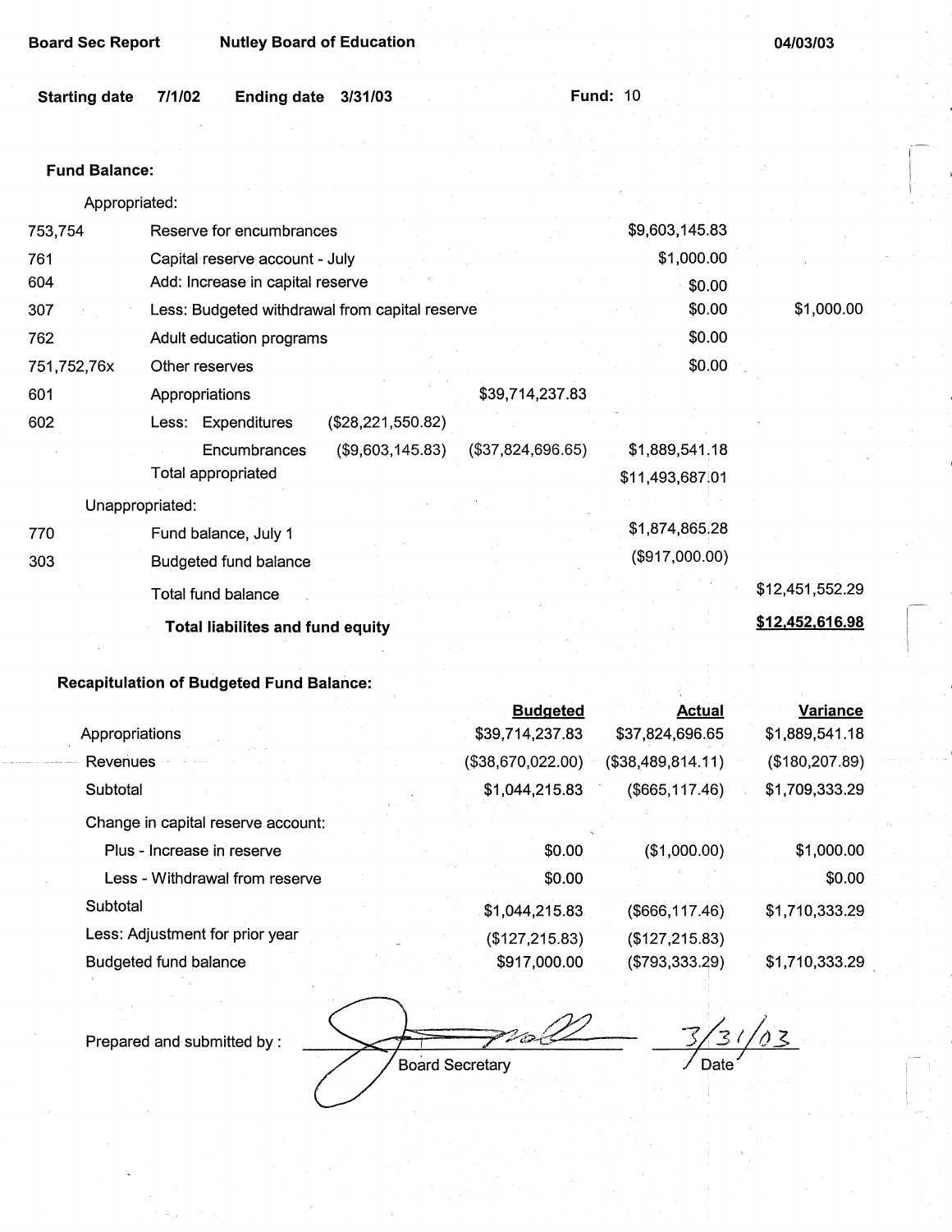Board Sec Report | Nutley Board of Education | 04/03/03

**Starting date** 7/1/02 **Ending date** 3/31/03 **Fund:** 10

**Fund Balance:**

| Code | Description | | | | |
|---|---|---|---|---|---|
| | Appropriated: | | | | |
| 753,754 | Reserve for encumbrances | | | $9,603,145.83 | |
| 761 | Capital reserve account - July | | | $1,000.00 | |
| 604 | Add: Increase in capital reserve | | | $0.00 | |
| 307 | Less: Budgeted withdrawal from capital reserve | | | $0.00 | $1,000.00 |
| 762 | Adult education programs | | | $0.00 | |
| 751,752,76x | Other reserves | | | $0.00 | |
| 601 | Appropriations | | $39,714,237.83 | | |
| 602 | Less: Expenditures | ($28,221,550.82) | | | |
| | Encumbrances | ($9,603,145.83) | ($37,824,696.65) | $1,889,541.18 | |
| | Total appropriated | | | $11,493,687.01 | |
| | Unappropriated: | | | | |
| 770 | Fund balance, July 1 | | | $1,874,865.28 | |
| 303 | Budgeted fund balance | | | ($917,000.00) | |
| | Total fund balance | | | | $12,451,552.29 |
| | **Total liabilites and fund equity** | | | | **$12,452,616.98** |

**Recapitulation of Budgeted Fund Balance:**

| | Budgeted | Actual | Variance |
|---|---|---|---|
| Appropriations | $39,714,237.83 | $37,824,696.65 | $1,889,541.18 |
| Revenues | ($38,670,022.00) | ($38,489,814.11) | ($180,207.89) |
| Subtotal | $1,044,215.83 | ($665,117.46) | $1,709,333.29 |
| Change in capital reserve account: | | | |
| Plus - Increase in reserve | $0.00 | ($1,000.00) | $1,000.00 |
| Less - Withdrawal from reserve | $0.00 | | $0.00 |
| Subtotal | $1,044,215.83 | ($666,117.46) | $1,710,333.29 |
| Less: Adjustment for prior year | ($127,215.83) | ($127,215.83) | |
| Budgeted fund balance | $917,000.00 | ($793,333.29) | $1,710,333.29 |

Prepared and submitted by : ______________________ Board Secretary    3/31/03 Date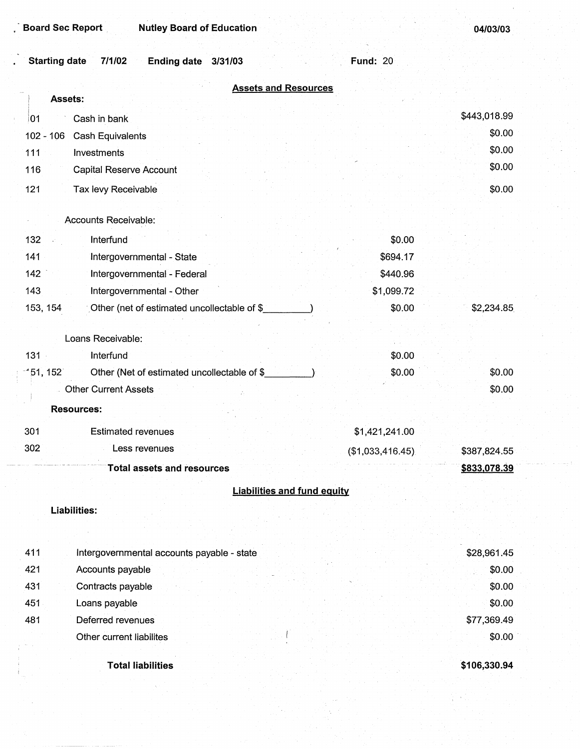Board Sec Report | Nutley Board of Education | 04/03/03

Starting date 7/1/02 | Ending date 3/31/03 | Fund: 20

## Assets and Resources

| | | | |
|---|---|---|---|
| **Assets:** | | | |
| 101 | Cash in bank | | $443,018.99 |
| 102 - 106 | Cash Equivalents | | $0.00 |
| 111 | Investments | | $0.00 |
| 116 | Capital Reserve Account | | $0.00 |
| 121 | Tax levy Receivable | | $0.00 |
| | Accounts Receivable: | | |
| 132 | Interfund | $0.00 | |
| 141 | Intergovernmental - State | $694.17 | |
| 142 | Intergovernmental - Federal | $440.96 | |
| 143 | Intergovernmental - Other | $1,099.72 | |
| 153, 154 | Other (net of estimated uncollectable of $_________) | $0.00 | $2,234.85 |
| | Loans Receivable: | | |
| 131 | Interfund | $0.00 | |
| 151, 152 | Other (Net of estimated uncollectable of $_________) | $0.00 | $0.00 |
| | Other Current Assets | | $0.00 |
| **Resources:** | | | |
| 301 | Estimated revenues | $1,421,241.00 | |
| 302 | Less revenues | ($1,033,416.45) | $387,824.55 |
| | **Total assets and resources** | | **$833,078.39** |

## Liabilities and fund equity

| | | |
|---|---|---|
| **Liabilities:** | | |
| 411 | Intergovernmental accounts payable - state | $28,961.45 |
| 421 | Accounts payable | $0.00 |
| 431 | Contracts payable | $0.00 |
| 451 | Loans payable | $0.00 |
| 481 | Deferred revenues | $77,369.49 |
| | Other current liabilites | $0.00 |
| | **Total liabilities** | **$106,330.94** |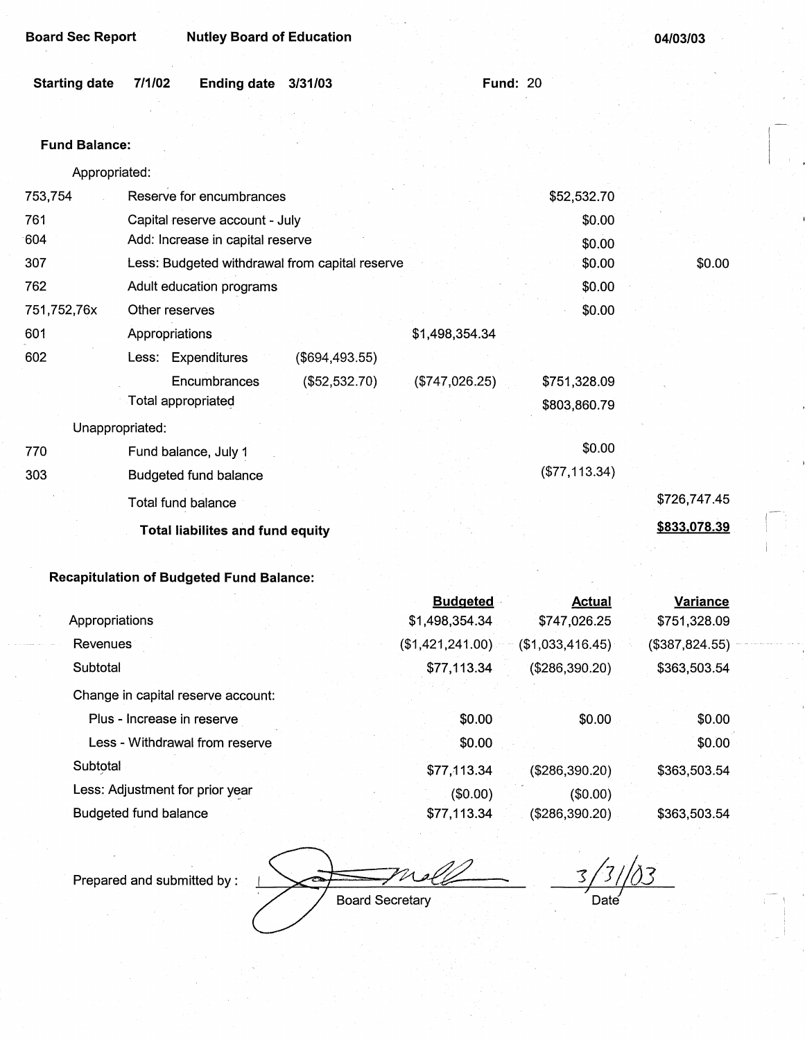**Board Sec Report** **Nutley Board of Education** **04/03/03**

**Starting date** 7/1/02 **Ending date** 3/31/03 **Fund:** 20

**Fund Balance:**

| | | | | | |
|---|---|---|---|---|---|
| | Appropriated: | | | | |
| 753,754 | Reserve for encumbrances | | | $52,532.70 | |
| 761 | Capital reserve account - July | | | $0.00 | |
| 604 | Add: Increase in capital reserve | | | $0.00 | |
| 307 | Less: Budgeted withdrawal from capital reserve | | | $0.00 | $0.00 |
| 762 | Adult education programs | | | $0.00 | |
| 751,752,76x | Other reserves | | | $0.00 | |
| 601 | Appropriations | | $1,498,354.34 | | |
| 602 | Less: Expenditures | ($694,493.55) | | | |
| | Encumbrances | ($52,532.70) | ($747,026.25) | $751,328.09 | |
| | Total appropriated | | | $803,860.79 | |
| | Unappropriated: | | | | |
| 770 | Fund balance, July 1 | | | $0.00 | |
| 303 | Budgeted fund balance | | | ($77,113.34) | |
| | Total fund balance | | | | $726,747.45 |
| | **Total liabilites and fund equity** | | | | **$833,078.39** |

**Recapitulation of Budgeted Fund Balance:**

| | Budgeted | Actual | Variance |
|---|---|---|---|
| Appropriations | $1,498,354.34 | $747,026.25 | $751,328.09 |
| Revenues | ($1,421,241.00) | ($1,033,416.45) | ($387,824.55) |
| Subtotal | $77,113.34 | ($286,390.20) | $363,503.54 |
| Change in capital reserve account: | | | |
| Plus - Increase in reserve | $0.00 | $0.00 | $0.00 |
| Less - Withdrawal from reserve | $0.00 | | $0.00 |
| Subtotal | $77,113.34 | ($286,390.20) | $363,503.54 |
| Less: Adjustment for prior year | ($0.00) | ($0.00) | |
| Budgeted fund balance | $77,113.34 | ($286,390.20) | $363,503.54 |

Prepared and submitted by : _______________ Board Secretary     3/31/03 Date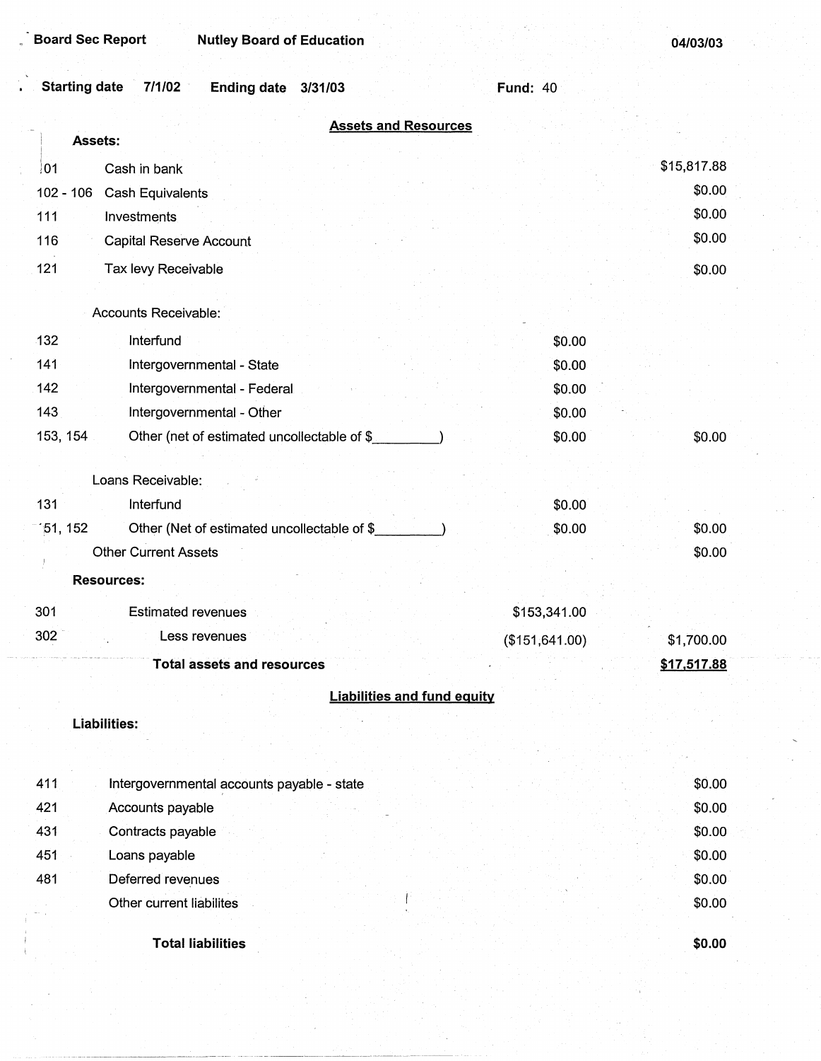**Board Sec Report** **Nutley Board of Education** **04/03/03**

**Starting date** 7/1/02 **Ending date** 3/31/03 **Fund:** 40

## Assets and Resources

**Assets:**

| | | | |
|---|---|---|---|
| 01 | Cash in bank | | $15,817.88 |
| 102 - 106 | Cash Equivalents | | $0.00 |
| 111 | Investments | | $0.00 |
| 116 | Capital Reserve Account | | $0.00 |
| 121 | Tax levy Receivable | | $0.00 |
| | Accounts Receivable: | | |
| 132 | Interfund | $0.00 | |
| 141 | Intergovernmental - State | $0.00 | |
| 142 | Intergovernmental - Federal | $0.00 | |
| 143 | Intergovernmental - Other | $0.00 | |
| 153, 154 | Other (net of estimated uncollectable of $_________) | $0.00 | $0.00 |
| | Loans Receivable: | | |
| 131 | Interfund | $0.00 | |
| 51, 152 | Other (Net of estimated uncollectable of $_________) | $0.00 | $0.00 |
| | Other Current Assets | | $0.00 |

**Resources:**

| | | | |
|---|---|---|---|
| 301 | Estimated revenues | $153,341.00 | |
| 302 | Less revenues | ($151,641.00) | $1,700.00 |
| | **Total assets and resources** | | **$17,517.88** |

## Liabilities and fund equity

**Liabilities:**

| | | |
|---|---|---|
| 411 | Intergovernmental accounts payable - state | $0.00 |
| 421 | Accounts payable | $0.00 |
| 431 | Contracts payable | $0.00 |
| 451 | Loans payable | $0.00 |
| 481 | Deferred revenues | $0.00 |
| | Other current liabilites | $0.00 |
| | **Total liabilities** | **$0.00** |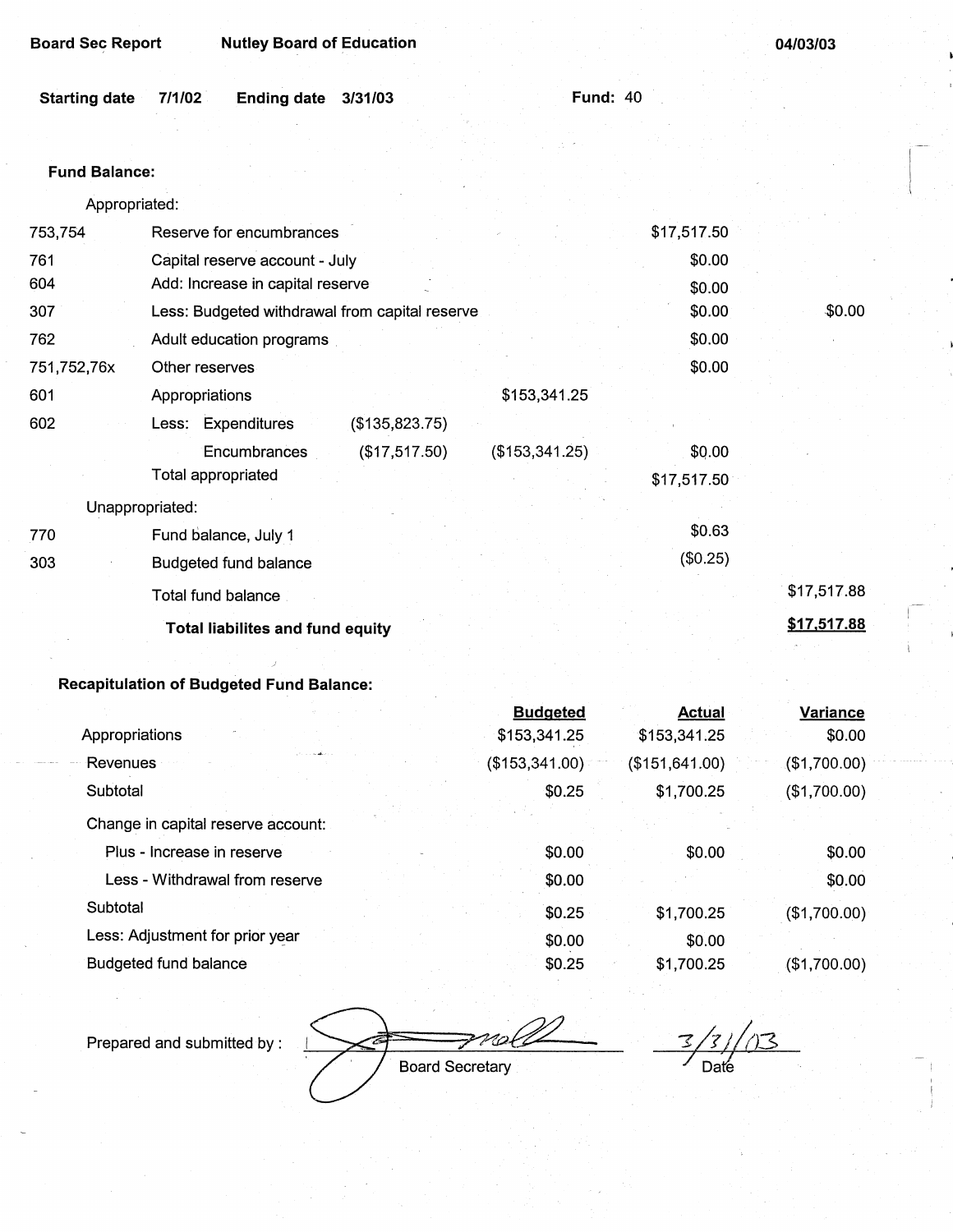**Board Sec Report** **Nutley Board of Education** **04/03/03**

**Starting date** 7/1/02 **Ending date** 3/31/03 **Fund:** 40

**Fund Balance:**

| | | | | | |
|---|---|---|---|---|---|
| | Appropriated: | | | | |
| 753,754 | Reserve for encumbrances | | | $17,517.50 | |
| 761 | Capital reserve account - July | | | $0.00 | |
| 604 | Add: Increase in capital reserve | | | $0.00 | |
| 307 | Less: Budgeted withdrawal from capital reserve | | | $0.00 | $0.00 |
| 762 | Adult education programs | | | $0.00 | |
| 751,752,76x | Other reserves | | | $0.00 | |
| 601 | Appropriations | | $153,341.25 | | |
| 602 | Less: Expenditures | ($135,823.75) | | | |
| | Encumbrances | ($17,517.50) | ($153,341.25) | $0.00 | |
| | Total appropriated | | | $17,517.50 | |
| | Unappropriated: | | | | |
| 770 | Fund balance, July 1 | | | $0.63 | |
| 303 | Budgeted fund balance | | | ($0.25) | |
| | Total fund balance | | | | $17,517.88 |
| | **Total liabilites and fund equity** | | | | **$17,517.88** |

**Recapitulation of Budgeted Fund Balance:**

| | Budgeted | Actual | Variance |
|---|---|---|---|
| Appropriations | $153,341.25 | $153,341.25 | $0.00 |
| Revenues | ($153,341.00) | ($151,641.00) | ($1,700.00) |
| Subtotal | $0.25 | $1,700.25 | ($1,700.00) |
| Change in capital reserve account: | | | |
| Plus - Increase in reserve | $0.00 | $0.00 | $0.00 |
| Less - Withdrawal from reserve | $0.00 | | $0.00 |
| Subtotal | $0.25 | $1,700.25 | ($1,700.00) |
| Less: Adjustment for prior year | $0.00 | $0.00 | |
| Budgeted fund balance | $0.25 | $1,700.25 | ($1,700.00) |

Prepared and submitted by : ____________________ Board Secretary    3/31/03 Date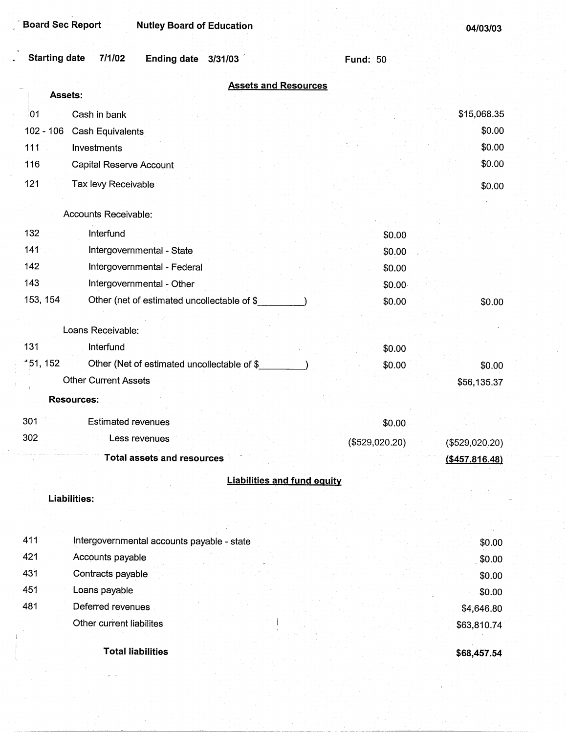Board Sec Report | Nutley Board of Education | 04/03/03

Starting date 7/1/02 Ending date 3/31/03 Fund: 50

## Assets and Resources

| | | | |
|---|---|---|---|
| **Assets:** | | | |
| 101 | Cash in bank | | $15,068.35 |
| 102 - 106 | Cash Equivalents | | $0.00 |
| 111 | Investments | | $0.00 |
| 116 | Capital Reserve Account | | $0.00 |
| 121 | Tax levy Receivable | | $0.00 |
| | Accounts Receivable: | | |
| 132 | Interfund | $0.00 | |
| 141 | Intergovernmental - State | $0.00 | |
| 142 | Intergovernmental - Federal | $0.00 | |
| 143 | Intergovernmental - Other | $0.00 | |
| 153, 154 | Other (net of estimated uncollectable of $_________) | $0.00 | $0.00 |
| | Loans Receivable: | | |
| 131 | Interfund | $0.00 | |
| 151, 152 | Other (Net of estimated uncollectable of $_________) | $0.00 | $0.00 |
| | Other Current Assets | | $56,135.37 |
| **Resources:** | | | |
| 301 | Estimated revenues | $0.00 | |
| 302 | Less revenues | ($529,020.20) | ($529,020.20) |
| | **Total assets and resources** | | **($457,816.48)** |

## Liabilities and fund equity

| | | |
|---|---|---|
| **Liabilities:** | | |
| 411 | Intergovernmental accounts payable - state | $0.00 |
| 421 | Accounts payable | $0.00 |
| 431 | Contracts payable | $0.00 |
| 451 | Loans payable | $0.00 |
| 481 | Deferred revenues | $4,646.80 |
| | Other current liabilites | $63,810.74 |
| | **Total liabilities** | **$68,457.54** |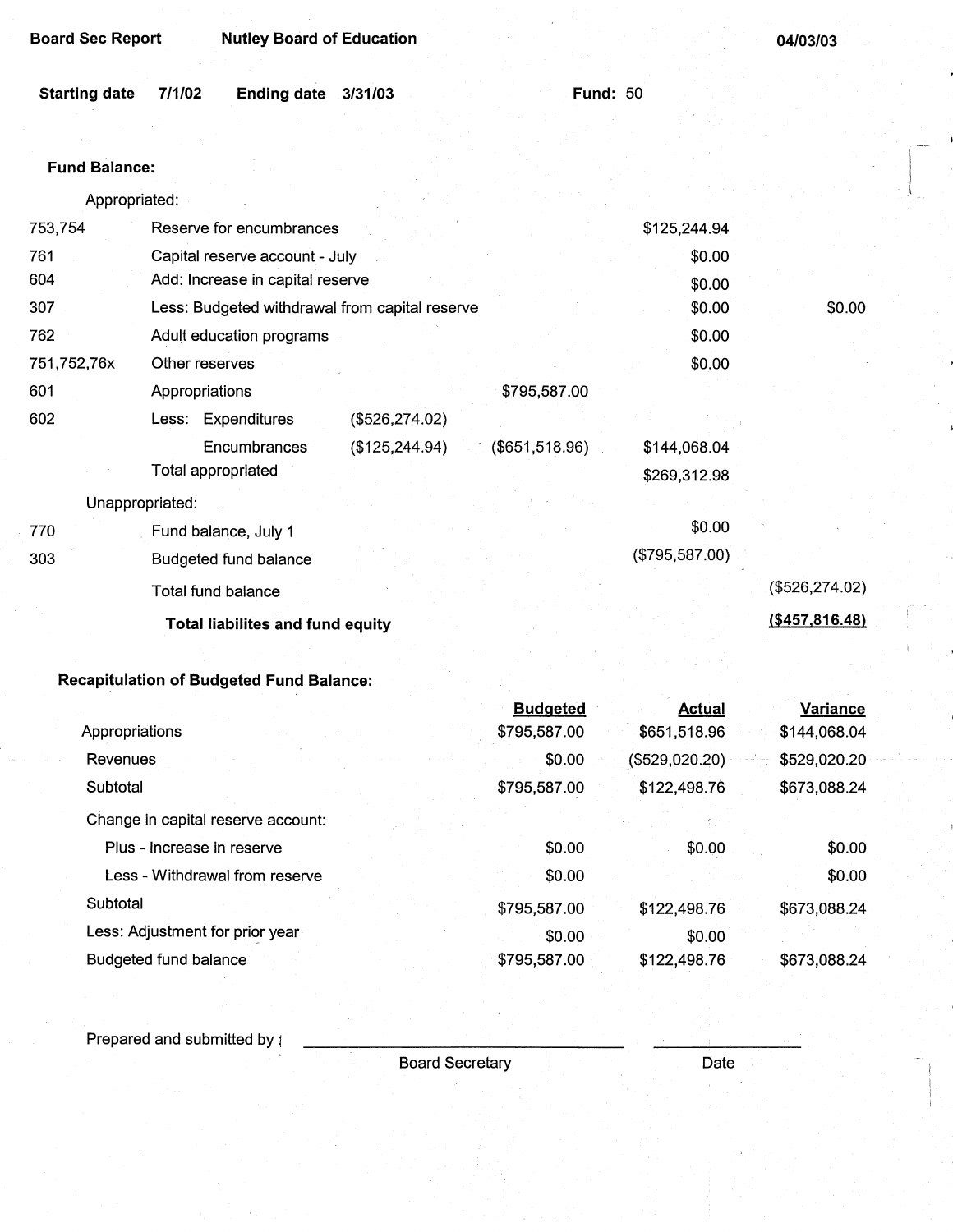Board Sec Report | Nutley Board of Education | 04/03/03

**Starting date** 7/1/02 **Ending date** 3/31/03 **Fund:** 50

**Fund Balance:**

| | | | | | |
|---|---|---|---|---|---|
| | Appropriated: | | | | |
| 753,754 | Reserve for encumbrances | | | $125,244.94 | |
| 761 | Capital reserve account - July | | | $0.00 | |
| 604 | Add: Increase in capital reserve | | | $0.00 | |
| 307 | Less: Budgeted withdrawal from capital reserve | | | $0.00 | $0.00 |
| 762 | Adult education programs | | | $0.00 | |
| 751,752,76x | Other reserves | | | $0.00 | |
| 601 | Appropriations | | $795,587.00 | | |
| 602 | Less: Expenditures | ($526,274.02) | | | |
| | Encumbrances | ($125,244.94) | ($651,518.96) | $144,068.04 | |
| | Total appropriated | | | $269,312.98 | |
| | Unappropriated: | | | | |
| 770 | Fund balance, July 1 | | | $0.00 | |
| 303 | Budgeted fund balance | | | ($795,587.00) | |
| | Total fund balance | | | | ($526,274.02) |
| | **Total liabilites and fund equity** | | | | **($457,816.48)** |

**Recapitulation of Budgeted Fund Balance:**

| | Budgeted | Actual | Variance |
|---|---|---|---|
| Appropriations | $795,587.00 | $651,518.96 | $144,068.04 |
| Revenues | $0.00 | ($529,020.20) | $529,020.20 |
| Subtotal | $795,587.00 | $122,498.76 | $673,088.24 |
| Change in capital reserve account: | | | |
| Plus - Increase in reserve | $0.00 | $0.00 | $0.00 |
| Less - Withdrawal from reserve | $0.00 | | $0.00 |
| Subtotal | $795,587.00 | $122,498.76 | $673,088.24 |
| Less: Adjustment for prior year | $0.00 | $0.00 | |
| Budgeted fund balance | $795,587.00 | $122,498.76 | $673,088.24 |

Prepared and submitted by : ______________________________ ______________

Board Secretary Date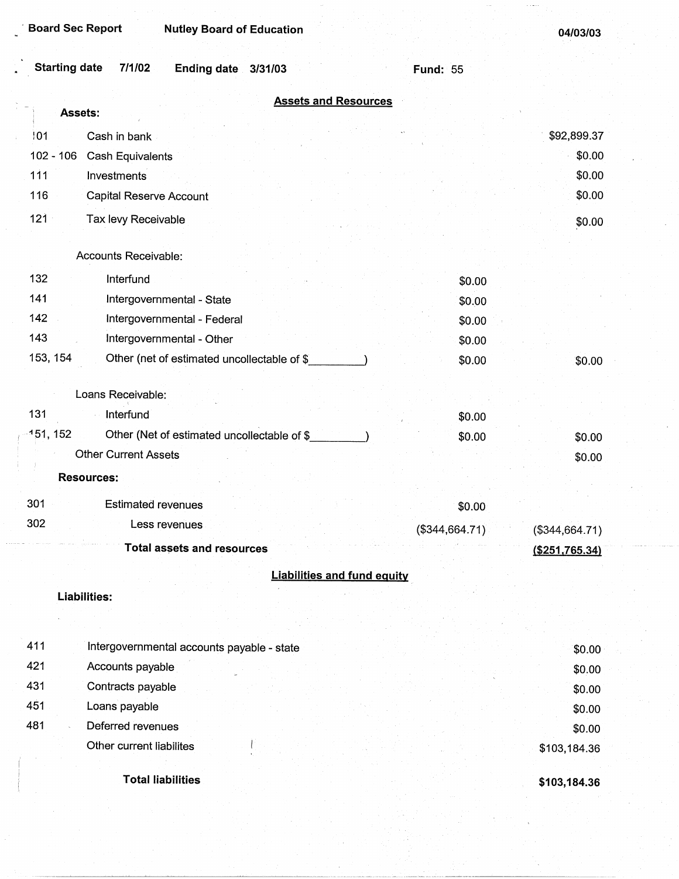Board Sec Report — Nutley Board of Education — 04/03/03

Starting date 7/1/02 — Ending date 3/31/03 — Fund: 55

## Assets and Resources

**Assets:**

| Code | Description | | Amount |
|---|---|---|---|
| 101 | Cash in bank | | $92,899.37 |
| 102 - 106 | Cash Equivalents | | $0.00 |
| 111 | Investments | | $0.00 |
| 116 | Capital Reserve Account | | $0.00 |
| 121 | Tax levy Receivable | | $0.00 |
| | Accounts Receivable: | | |
| 132 | Interfund | $0.00 | |
| 141 | Intergovernmental - State | $0.00 | |
| 142 | Intergovernmental - Federal | $0.00 | |
| 143 | Intergovernmental - Other | $0.00 | |
| 153, 154 | Other (net of estimated uncollectable of $_________) | $0.00 | $0.00 |
| | Loans Receivable: | | |
| 131 | Interfund | $0.00 | |
| 151, 152 | Other (Net of estimated uncollectable of $_________) | $0.00 | $0.00 |
| | Other Current Assets | | $0.00 |

**Resources:**

| Code | Description | | Amount |
|---|---|---|---|
| 301 | Estimated revenues | $0.00 | |
| 302 | Less revenues | ($344,664.71) | ($344,664.71) |
| | **Total assets and resources** | | **($251,765.34)** |

## Liabilities and fund equity

**Liabilities:**

| Code | Description | Amount |
|---|---|---|
| 411 | Intergovernmental accounts payable - state | $0.00 |
| 421 | Accounts payable | $0.00 |
| 431 | Contracts payable | $0.00 |
| 451 | Loans payable | $0.00 |
| 481 | Deferred revenues | $0.00 |
| | Other current liabilites | $103,184.36 |
| | **Total liabilities** | **$103,184.36** |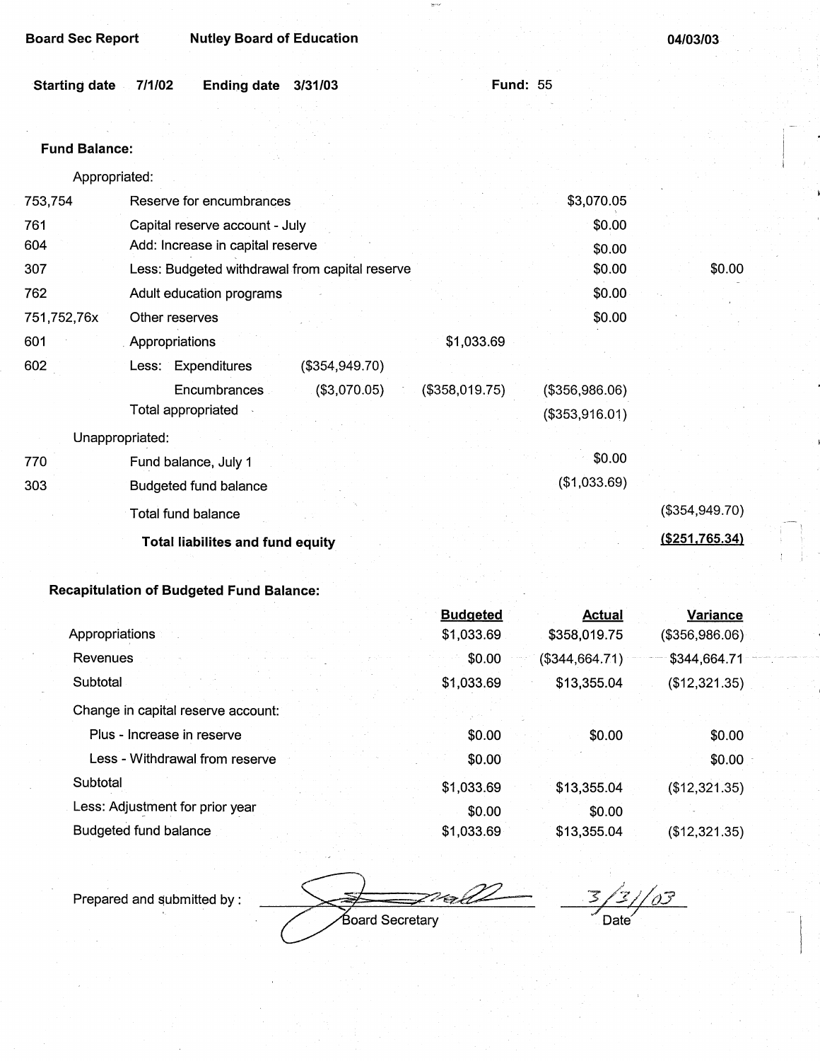**Board Sec Report** **Nutley Board of Education** **04/03/03**

**Starting date** 7/1/02 **Ending date** 3/31/03 **Fund:** 55

**Fund Balance:**

| | | | | | | |
|---|---|---|---|---|---|---|
| | Appropriated: | | | | | |
| 753,754 | Reserve for encumbrances | | | | $3,070.05 | |
| 761 | Capital reserve account - July | | | | $0.00 | |
| 604 | Add: Increase in capital reserve | | | | $0.00 | |
| 307 | Less: Budgeted withdrawal from capital reserve | | | | $0.00 | $0.00 |
| 762 | Adult education programs | | | | $0.00 | |
| 751,752,76x | Other reserves | | | | $0.00 | |
| 601 | Appropriations | | | $1,033.69 | | |
| 602 | Less: Expenditures | | ($354,949.70) | | | |
| | Encumbrances | | ($3,070.05) | ($358,019.75) | ($356,986.06) | |
| | Total appropriated | | | | ($353,916.01) | |
| | Unappropriated: | | | | | |
| 770 | Fund balance, July 1 | | | | $0.00 | |
| 303 | Budgeted fund balance | | | | ($1,033.69) | |
| | Total fund balance | | | | | ($354,949.70) |
| | **Total liabilites and fund equity** | | | | | **($251,765.34)** |

**Recapitulation of Budgeted Fund Balance:**

| | Budgeted | Actual | Variance |
|---|---|---|---|
| Appropriations | $1,033.69 | $358,019.75 | ($356,986.06) |
| Revenues | $0.00 | ($344,664.71) | $344,664.71 |
| Subtotal | $1,033.69 | $13,355.04 | ($12,321.35) |
| Change in capital reserve account: | | | |
| Plus - Increase in reserve | $0.00 | $0.00 | $0.00 |
| Less - Withdrawal from reserve | $0.00 | | $0.00 |
| Subtotal | $1,033.69 | $13,355.04 | ($12,321.35) |
| Less: Adjustment for prior year | $0.00 | $0.00 | |
| Budgeted fund balance | $1,033.69 | $13,355.04 | ($12,321.35) |

Prepared and submitted by: _______________ Board Secretary 3/31/03 Date